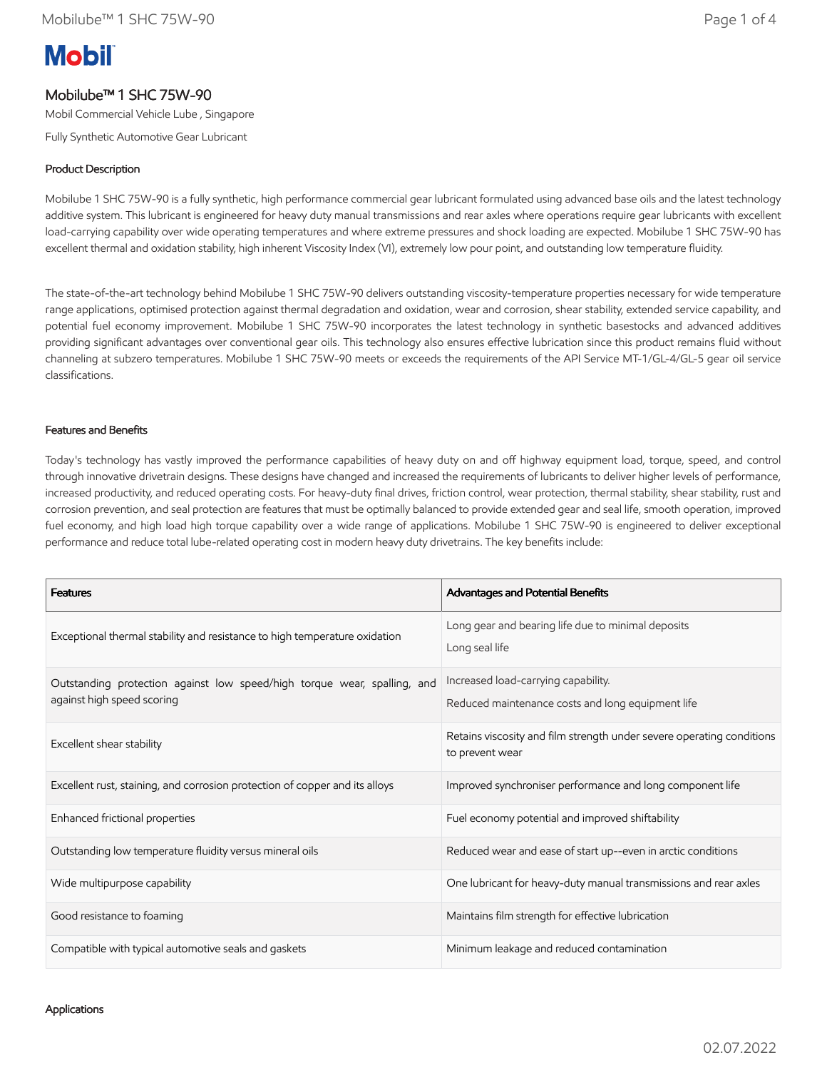# Mobilube™ 1 SHC 75W-90

Mobil Commercial Vehicle Lube , Singapore

Fully Synthetic Automotive Gear Lubricant

## Product Description

Mobilube 1 SHC 75W-90 is a fully synthetic, high performance commercial gear lubricant formulated using advanced base oils and the latest technology additive system. This lubricant is engineered for heavy duty manual transmissions and rear axles where operations require gear lubricants with excellent load-carrying capability over wide operating temperatures and where extreme pressures and shock loading are expected. Mobilube 1 SHC 75W-90 has excellent thermal and oxidation stability, high inherent Viscosity Index (VI), extremely low pour point, and outstanding low temperature fluidity.

The state-of-the-art technology behind Mobilube 1 SHC 75W-90 delivers outstanding viscosity-temperature properties necessary for wide temperature range applications, optimised protection against thermal degradation and oxidation, wear and corrosion, shear stability, extended service capability, and potential fuel economy improvement. Mobilube 1 SHC 75W-90 incorporates the latest technology in synthetic basestocks and advanced additives providing significant advantages over conventional gear oils. This technology also ensures effective lubrication since this product remains fluid without channeling at subzero temperatures. Mobilube 1 SHC 75W-90 meets or exceeds the requirements of the API Service MT-1/GL-4/GL-5 gear oil service classifications.

## Features and Benefits

Today's technology has vastly improved the performance capabilities of heavy duty on and off highway equipment load, torque, speed, and control through innovative drivetrain designs. These designs have changed and increased the requirements of lubricants to deliver higher levels of performance, increased productivity, and reduced operating costs. For heavy-duty final drives, friction control, wear protection, thermal stability, shear stability, rust and corrosion prevention, and seal protection are features that must be optimally balanced to provide extended gear and seal life, smooth operation, improved fuel economy, and high load high torque capability over a wide range of applications. Mobilube 1 SHC 75W-90 is engineered to deliver exceptional performance and reduce total lube-related operating cost in modern heavy duty drivetrains. The key benefits include:

| Features | Advantages and Potential Benefits |
|---|---|
| Exceptional thermal stability and resistance to high temperature oxidation | Long gear and bearing life due to minimal deposits<br>Long seal life |
| Outstanding protection against low speed/high torque wear, spalling, and against high speed scoring | Increased load-carrying capability.<br>Reduced maintenance costs and long equipment life |
| Excellent shear stability | Retains viscosity and film strength under severe operating conditions to prevent wear |
| Excellent rust, staining, and corrosion protection of copper and its alloys | Improved synchroniser performance and long component life |
| Enhanced frictional properties | Fuel economy potential and improved shiftability |
| Outstanding low temperature fluidity versus mineral oils | Reduced wear and ease of start up--even in arctic conditions |
| Wide multipurpose capability | One lubricant for heavy-duty manual transmissions and rear axles |
| Good resistance to foaming | Maintains film strength for effective lubrication |
| Compatible with typical automotive seals and gaskets | Minimum leakage and reduced contamination |

## Applications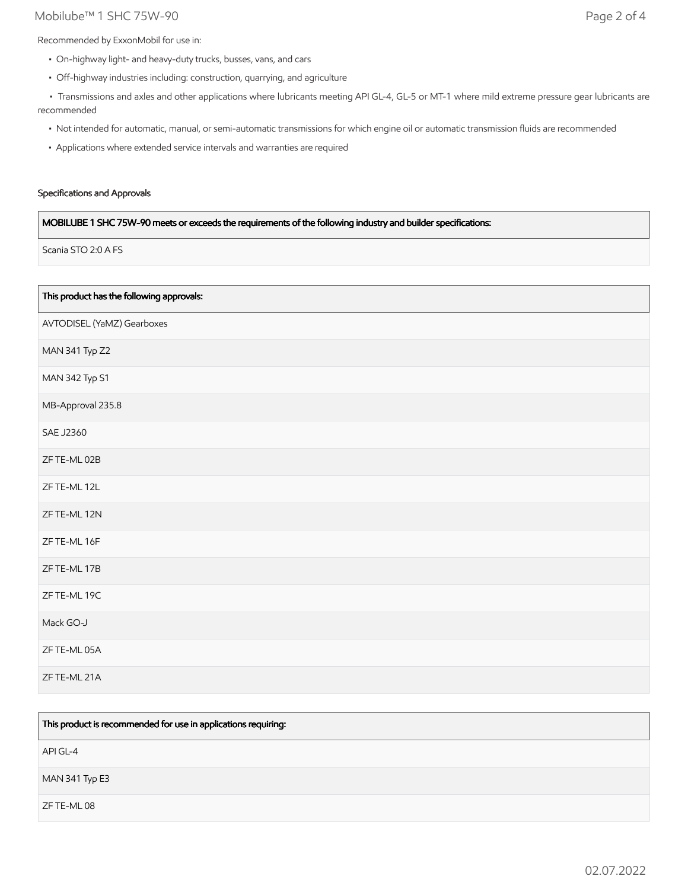Recommended by ExxonMobil for use in:

- On-highway light- and heavy-duty trucks, busses, vans, and cars
- Off-highway industries including: construction, quarrying, and agriculture
- Transmissions and axles and other applications where lubricants meeting API GL-4, GL-5 or MT-1 where mild extreme pressure gear lubricants are recommended
- Not intended for automatic, manual, or semi-automatic transmissions for which engine oil or automatic transmission fluids are recommended
- Applications where extended service intervals and warranties are required

### Specifications and Approvals

| MOBILUBE 1 SHC 75W-90 meets or exceeds the requirements of the following industry and builder specifications: |
| --- |
| Scania STO 2:0 A FS |

| This product has the following approvals: |
| --- |
| AVTODISEL (YaMZ) Gearboxes |
| MAN 341 Typ Z2 |
| MAN 342 Typ S1 |
| MB-Approval 235.8 |
| SAE J2360 |
| ZF TE-ML 02B |
| ZF TE-ML 12L |
| ZF TE-ML 12N |
| ZF TE-ML 16F |
| ZF TE-ML 17B |
| ZF TE-ML 19C |
| Mack GO-J |
| ZF TE-ML 05A |
| ZF TE-ML 21A |

| This product is recommended for use in applications requiring: |
| --- |
| API GL-4 |
| MAN 341 Typ E3 |
| ZF TE-ML 08 |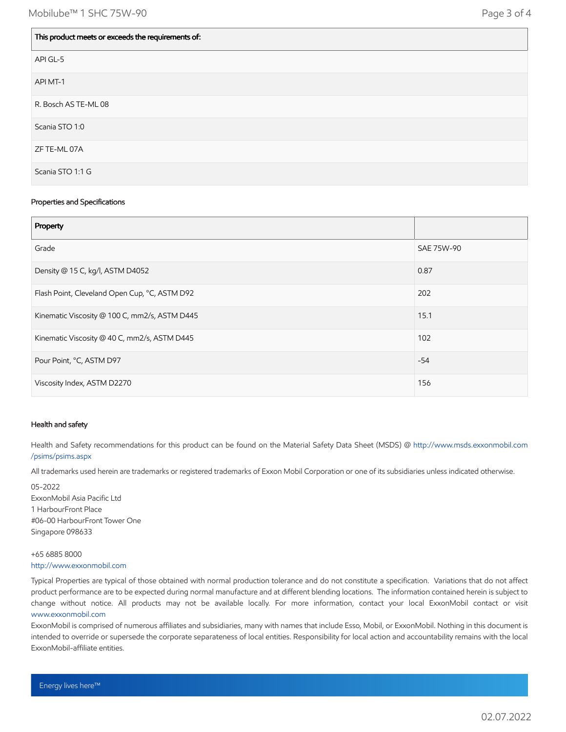| This product meets or exceeds the requirements of: |
| --- |
| API GL-5 |
| API MT-1 |
| R. Bosch AS TE-ML 08 |
| Scania STO 1:0 |
| ZF TE-ML 07A |
| Scania STO 1:1 G |

### Properties and Specifications

| Property | |
| --- | --- |
| Grade | SAE 75W-90 |
| Density @ 15 C, kg/l, ASTM D4052 | 0.87 |
| Flash Point, Cleveland Open Cup, °C, ASTM D92 | 202 |
| Kinematic Viscosity @ 100 C, mm2/s, ASTM D445 | 15.1 |
| Kinematic Viscosity @ 40 C, mm2/s, ASTM D445 | 102 |
| Pour Point, °C, ASTM D97 | -54 |
| Viscosity Index, ASTM D2270 | 156 |

### Health and safety

Health and Safety recommendations for this product can be found on the Material Safety Data Sheet (MSDS) @ http://www.msds.exxonmobil.com/psims/psims.aspx

All trademarks used herein are trademarks or registered trademarks of Exxon Mobil Corporation or one of its subsidiaries unless indicated otherwise.

05-2022
ExxonMobil Asia Pacific Ltd
1 HarbourFront Place
#06-00 HarbourFront Tower One
Singapore 098633

+65 6885 8000
http://www.exxonmobil.com

Typical Properties are typical of those obtained with normal production tolerance and do not constitute a specification. Variations that do not affect product performance are to be expected during normal manufacture and at different blending locations. The information contained herein is subject to change without notice. All products may not be available locally. For more information, contact your local ExxonMobil contact or visit www.exxonmobil.com

ExxonMobil is comprised of numerous affiliates and subsidiaries, many with names that include Esso, Mobil, or ExxonMobil. Nothing in this document is intended to override or supersede the corporate separateness of local entities. Responsibility for local action and accountability remains with the local ExxonMobil-affiliate entities.

Energy lives here™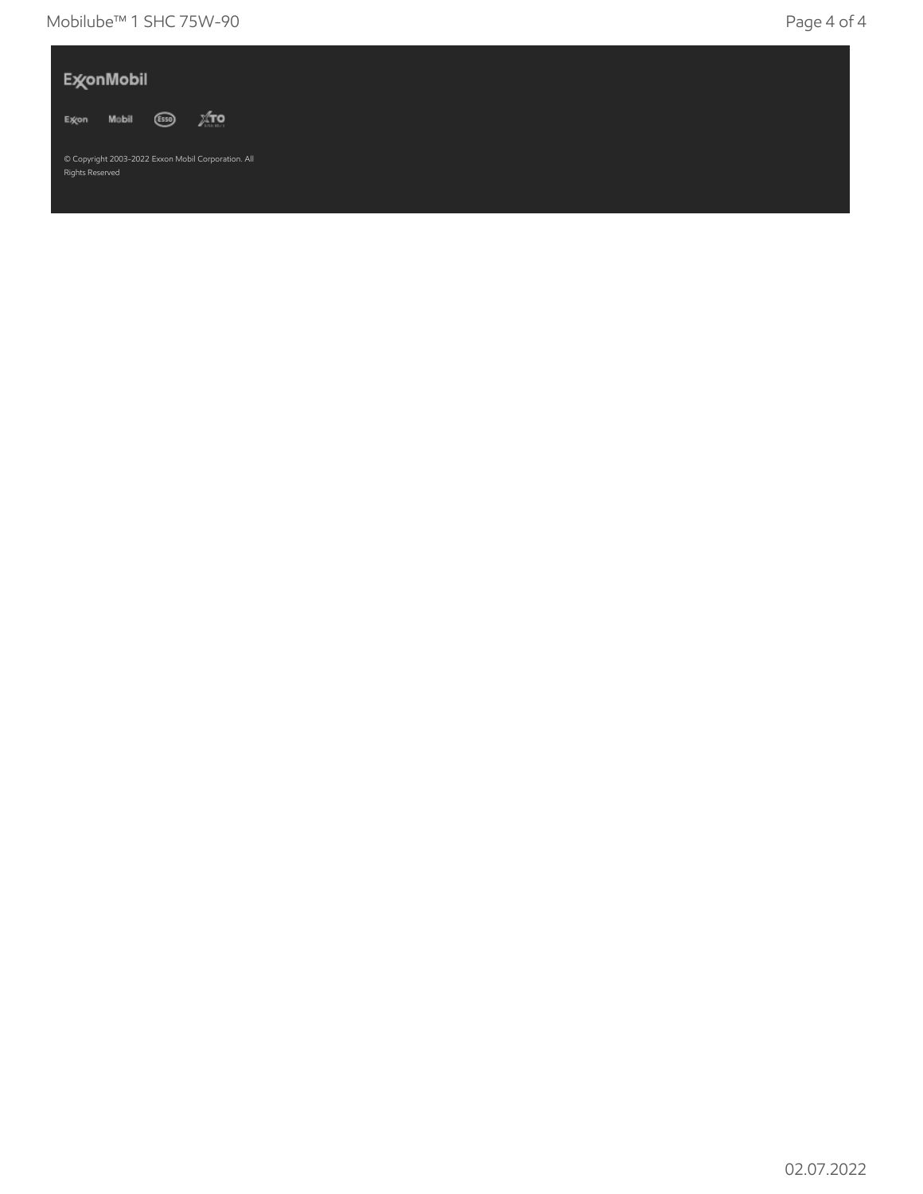ExxonMobil

Exxon Mobil Esso XTO

© Copyright 2003-2022 Exxon Mobil Corporation. All Rights Reserved